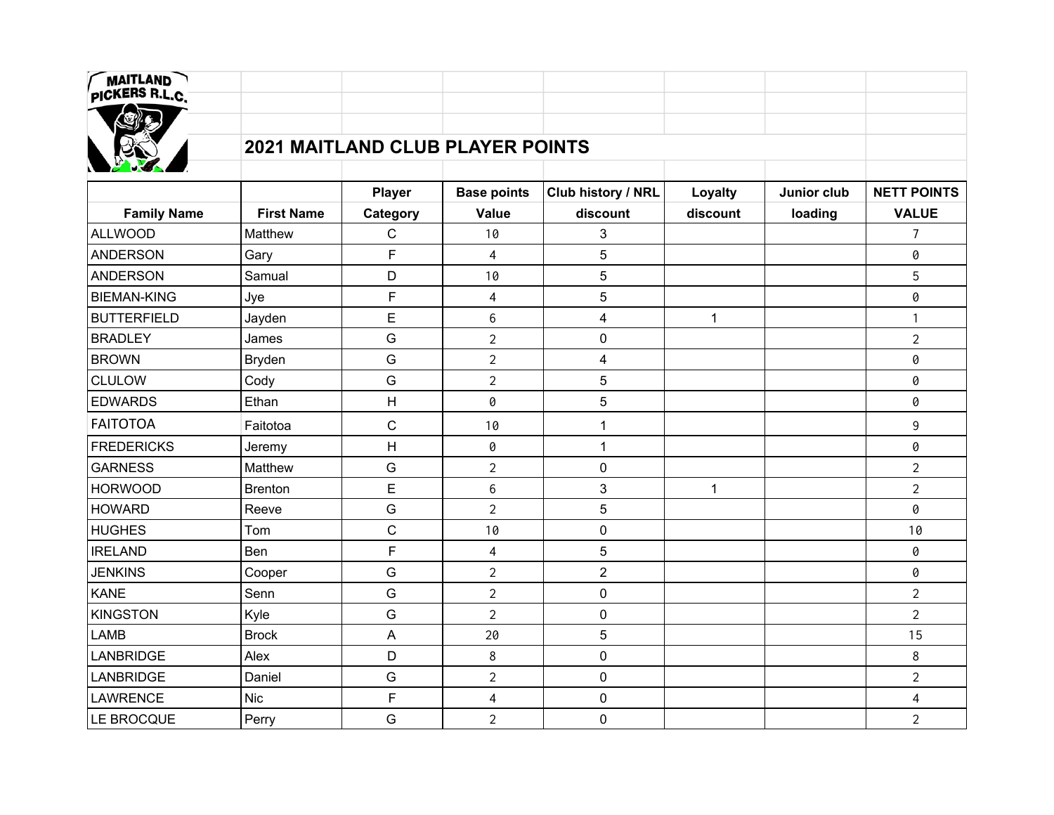MAITLAND PICKERS R.L.C.

# 2021 MAITLAND CLUB PLAYER POINTS

| Family Name | First Name | Player Category | Base points Value | Club history / NRL discount | Loyalty discount | Junior club loading | NETT POINTS VALUE |
|---|---|---|---|---|---|---|---|
| ALLWOOD | Matthew | C | 10 | 3 | | | 7 |
| ANDERSON | Gary | F | 4 | 5 | | | 0 |
| ANDERSON | Samual | D | 10 | 5 | | | 5 |
| BIEMAN-KING | Jye | F | 4 | 5 | | | 0 |
| BUTTERFIELD | Jayden | E | 6 | 4 | 1 | | 1 |
| BRADLEY | James | G | 2 | 0 | | | 2 |
| BROWN | Bryden | G | 2 | 4 | | | 0 |
| CLULOW | Cody | G | 2 | 5 | | | 0 |
| EDWARDS | Ethan | H | 0 | 5 | | | 0 |
| FAITOTOA | Faitotoa | C | 10 | 1 | | | 9 |
| FREDERICKS | Jeremy | H | 0 | 1 | | | 0 |
| GARNESS | Matthew | G | 2 | 0 | | | 2 |
| HORWOOD | Brenton | E | 6 | 3 | 1 | | 2 |
| HOWARD | Reeve | G | 2 | 5 | | | 0 |
| HUGHES | Tom | C | 10 | 0 | | | 10 |
| IRELAND | Ben | F | 4 | 5 | | | 0 |
| JENKINS | Cooper | G | 2 | 2 | | | 0 |
| KANE | Senn | G | 2 | 0 | | | 2 |
| KINGSTON | Kyle | G | 2 | 0 | | | 2 |
| LAMB | Brock | A | 20 | 5 | | | 15 |
| LANBRIDGE | Alex | D | 8 | 0 | | | 8 |
| LANBRIDGE | Daniel | G | 2 | 0 | | | 2 |
| LAWRENCE | Nic | F | 4 | 0 | | | 4 |
| LE BROCQUE | Perry | G | 2 | 0 | | | 2 |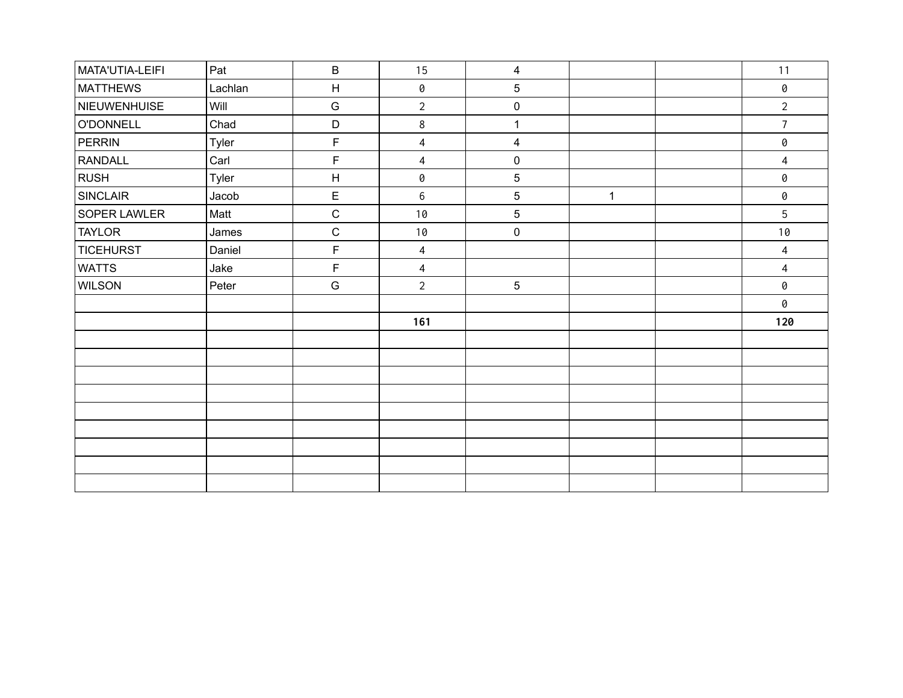| | | | | | | | |
|---|---|---|---|---|---|---|---|
| MATA'UTIA-LEIFI | Pat | B | 15 | 4 | | | 11 |
| MATTHEWS | Lachlan | H | 0 | 5 | | | 0 |
| NIEUWENHUISE | Will | G | 2 | 0 | | | 2 |
| O'DONNELL | Chad | D | 8 | 1 | | | 7 |
| PERRIN | Tyler | F | 4 | 4 | | | 0 |
| RANDALL | Carl | F | 4 | 0 | | | 4 |
| RUSH | Tyler | H | 0 | 5 | | | 0 |
| SINCLAIR | Jacob | E | 6 | 5 | 1 | | 0 |
| SOPER LAWLER | Matt | C | 10 | 5 | | | 5 |
| TAYLOR | James | C | 10 | 0 | | | 10 |
| TICEHURST | Daniel | F | 4 | | | | 4 |
| WATTS | Jake | F | 4 | | | | 4 |
| WILSON | Peter | G | 2 | 5 | | | 0 |
| | | | | | | | 0 |
| | | | **161** | | | | **120** |
| | | | | | | | |
| | | | | | | | |
| | | | | | | | |
| | | | | | | | |
| | | | | | | | |
| | | | | | | | |
| | | | | | | | |
| | | | | | | | |
| | | | | | | | |